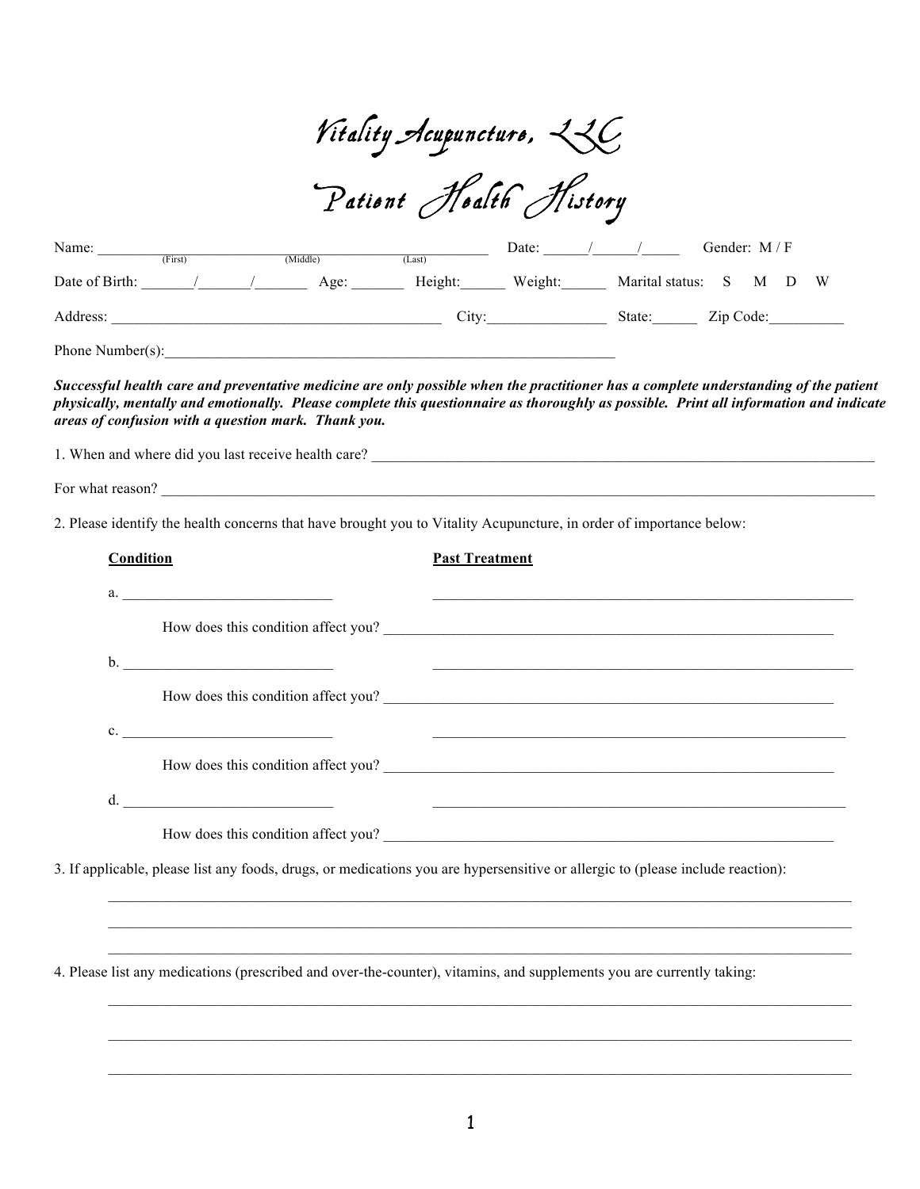# Vitality Acupuncture, LLC

## Patient Health History

Name: ____________________________________________ Date: ______/______/_____ Gender: M / F
(First) (Middle) (Last)

Date of Birth: _______/_______/_______ Age: _______ Height:______ Weight:______ Marital status: S M D W

Address: ____________________________________________ City:________________ State:______ Zip Code:__________

Phone Number(s):______________________________________________________________

***Successful health care and preventative medicine are only possible when the practitioner has a complete understanding of the patient physically, mentally and emotionally. Please complete this questionnaire as thoroughly as possible. Print all information and indicate areas of confusion with a question mark. Thank you.***

1. When and where did you last receive health care? ______________________________________________________________________

For what reason? ______________________________________________________________________________________________

2. Please identify the health concerns that have brought you to Vitality Acupuncture, in order of importance below:

**Condition** **Past Treatment**

a. ____________________________ ________________________________________________________

How does this condition affect you? ______________________________________________________________

b. ____________________________ ________________________________________________________

How does this condition affect you? ______________________________________________________________

c. ____________________________ ________________________________________________________

How does this condition affect you? ______________________________________________________________

d. ____________________________ ________________________________________________________

How does this condition affect you? ______________________________________________________________

3. If applicable, please list any foods, drugs, or medications you are hypersensitive or allergic to (please include reaction):

______________________________________________________________________________________________

______________________________________________________________________________________________

______________________________________________________________________________________________

4. Please list any medications (prescribed and over-the-counter), vitamins, and supplements you are currently taking:

______________________________________________________________________________________________

______________________________________________________________________________________________

______________________________________________________________________________________________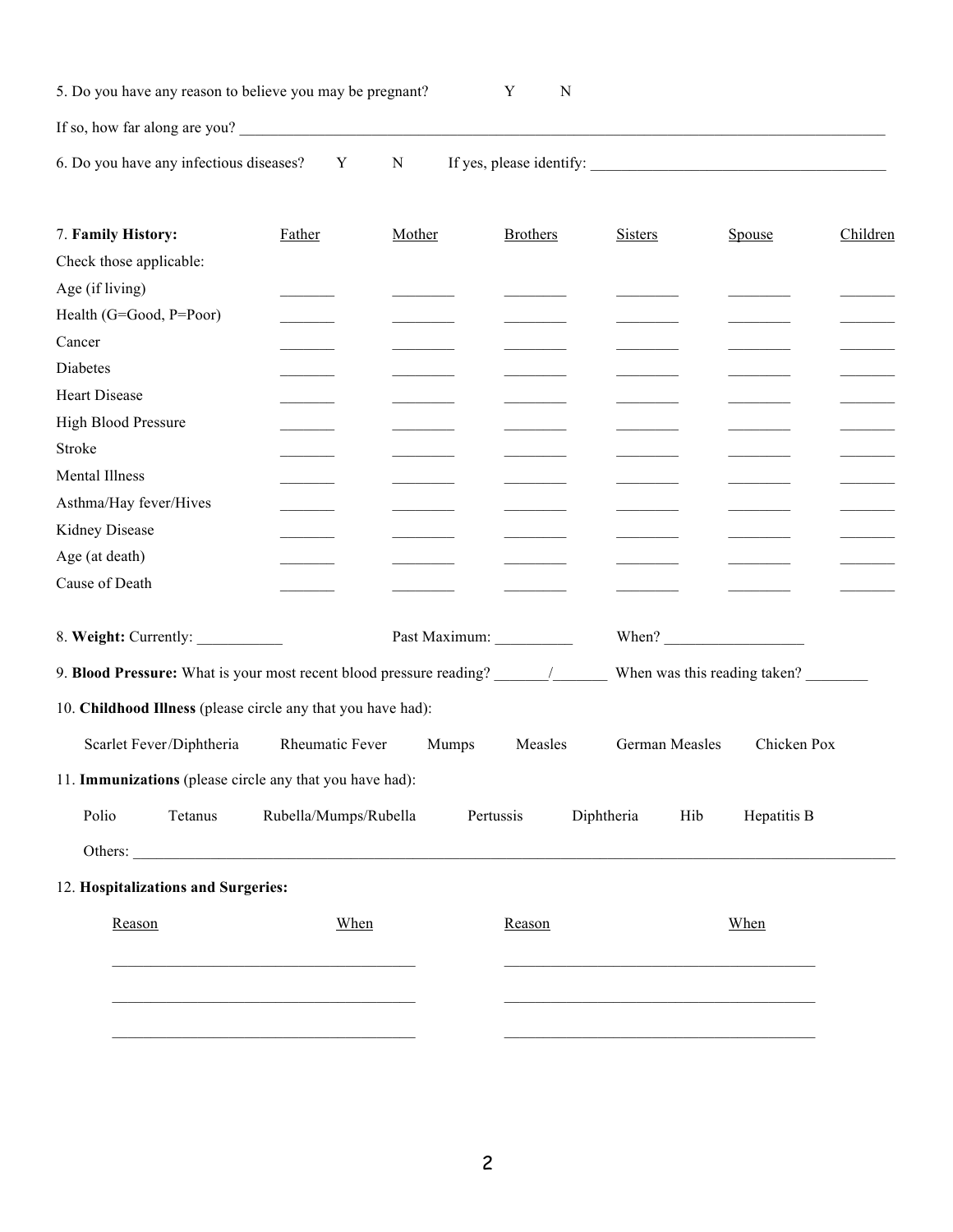5. Do you have any reason to believe you may be pregnant? Y N

If so, how far along are you? ____________________________________________

6. Do you have any infectious diseases? Y N If yes, please identify: ____________________________

7. **Family History:**

| Check those applicable: | Father | Mother | Brothers | Sisters | Spouse | Children |
|---|---|---|---|---|---|---|
| Age (if living) | _______ | _______ | _______ | _______ | _______ | _______ |
| Health (G=Good, P=Poor) | _______ | _______ | _______ | _______ | _______ | _______ |
| Cancer | _______ | _______ | _______ | _______ | _______ | _______ |
| Diabetes | _______ | _______ | _______ | _______ | _______ | _______ |
| Heart Disease | _______ | _______ | _______ | _______ | _______ | _______ |
| High Blood Pressure | _______ | _______ | _______ | _______ | _______ | _______ |
| Stroke | _______ | _______ | _______ | _______ | _______ | _______ |
| Mental Illness | _______ | _______ | _______ | _______ | _______ | _______ |
| Asthma/Hay fever/Hives | _______ | _______ | _______ | _______ | _______ | _______ |
| Kidney Disease | _______ | _______ | _______ | _______ | _______ | _______ |
| Age (at death) | _______ | _______ | _______ | _______ | _______ | _______ |
| Cause of Death | _______ | _______ | _______ | _______ | _______ | _______ |

8. **Weight:** Currently: ___________ Past Maximum: __________ When? __________________

9. **Blood Pressure:** What is your most recent blood pressure reading? _______/_______ When was this reading taken? ________

10. **Childhood Illness** (please circle any that you have had):

Scarlet Fever/Diphtheria Rheumatic Fever Mumps Measles German Measles Chicken Pox

11. **Immunizations** (please circle any that you have had):

Polio Tetanus Rubella/Mumps/Rubella Pertussis Diphtheria Hib Hepatitis B

Others: ________________________________________________________________

12. **Hospitalizations and Surgeries:**

| Reason | When | Reason | When |
|---|---|---|---|
| | | | |
| | | | |
| | | | |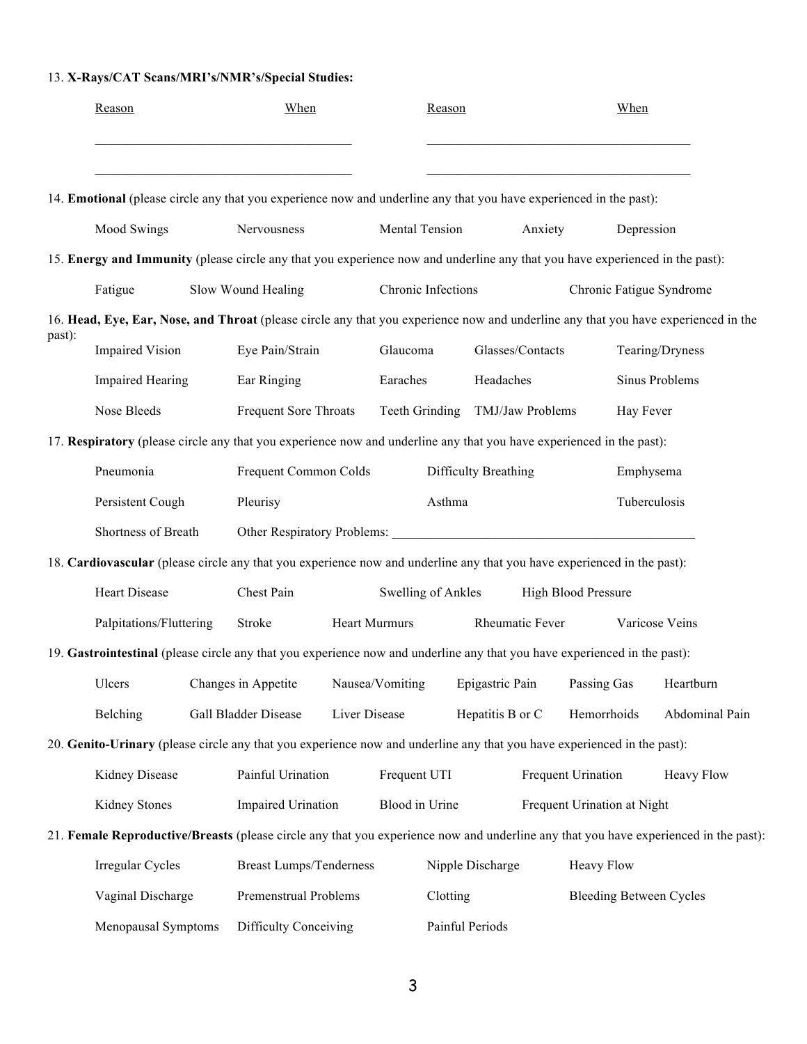13. **X-Rays/CAT Scans/MRI's/NMR's/Special Studies:**

| Reason | When | Reason | When |
|---|---|---|---|
| | | | |
| | | | |

14. **Emotional** (please circle any that you experience now and underline any that you have experienced in the past):

Mood Swings    Nervousness    Mental Tension    Anxiety    Depression

15. **Energy and Immunity** (please circle any that you experience now and underline any that you have experienced in the past):

Fatigue    Slow Wound Healing    Chronic Infections    Chronic Fatigue Syndrome

16. **Head, Eye, Ear, Nose, and Throat** (please circle any that you experience now and underline any that you have experienced in the past):

Impaired Vision    Eye Pain/Strain    Glaucoma    Glasses/Contacts    Tearing/Dryness

Impaired Hearing    Ear Ringing    Earaches    Headaches    Sinus Problems

Nose Bleeds    Frequent Sore Throats    Teeth Grinding    TMJ/Jaw Problems    Hay Fever

17. **Respiratory** (please circle any that you experience now and underline any that you have experienced in the past):

Pneumonia    Frequent Common Colds    Difficulty Breathing    Emphysema

Persistent Cough    Pleurisy    Asthma    Tuberculosis

Shortness of Breath    Other Respiratory Problems: ______________________________________________

18. **Cardiovascular** (please circle any that you experience now and underline any that you have experienced in the past):

Heart Disease    Chest Pain    Swelling of Ankles    High Blood Pressure

Palpitations/Fluttering    Stroke    Heart Murmurs    Rheumatic Fever    Varicose Veins

19. **Gastrointestinal** (please circle any that you experience now and underline any that you have experienced in the past):

Ulcers    Changes in Appetite    Nausea/Vomiting    Epigastric Pain    Passing Gas    Heartburn

Belching    Gall Bladder Disease    Liver Disease    Hepatitis B or C    Hemorrhoids    Abdominal Pain

20. **Genito-Urinary** (please circle any that you experience now and underline any that you have experienced in the past):

Kidney Disease    Painful Urination    Frequent UTI    Frequent Urination    Heavy Flow

Kidney Stones    Impaired Urination    Blood in Urine    Frequent Urination at Night

21. **Female Reproductive/Breasts** (please circle any that you experience now and underline any that you have experienced in the past):

Irregular Cycles    Breast Lumps/Tenderness    Nipple Discharge    Heavy Flow

Vaginal Discharge    Premenstrual Problems    Clotting    Bleeding Between Cycles

Menopausal Symptoms    Difficulty Conceiving    Painful Periods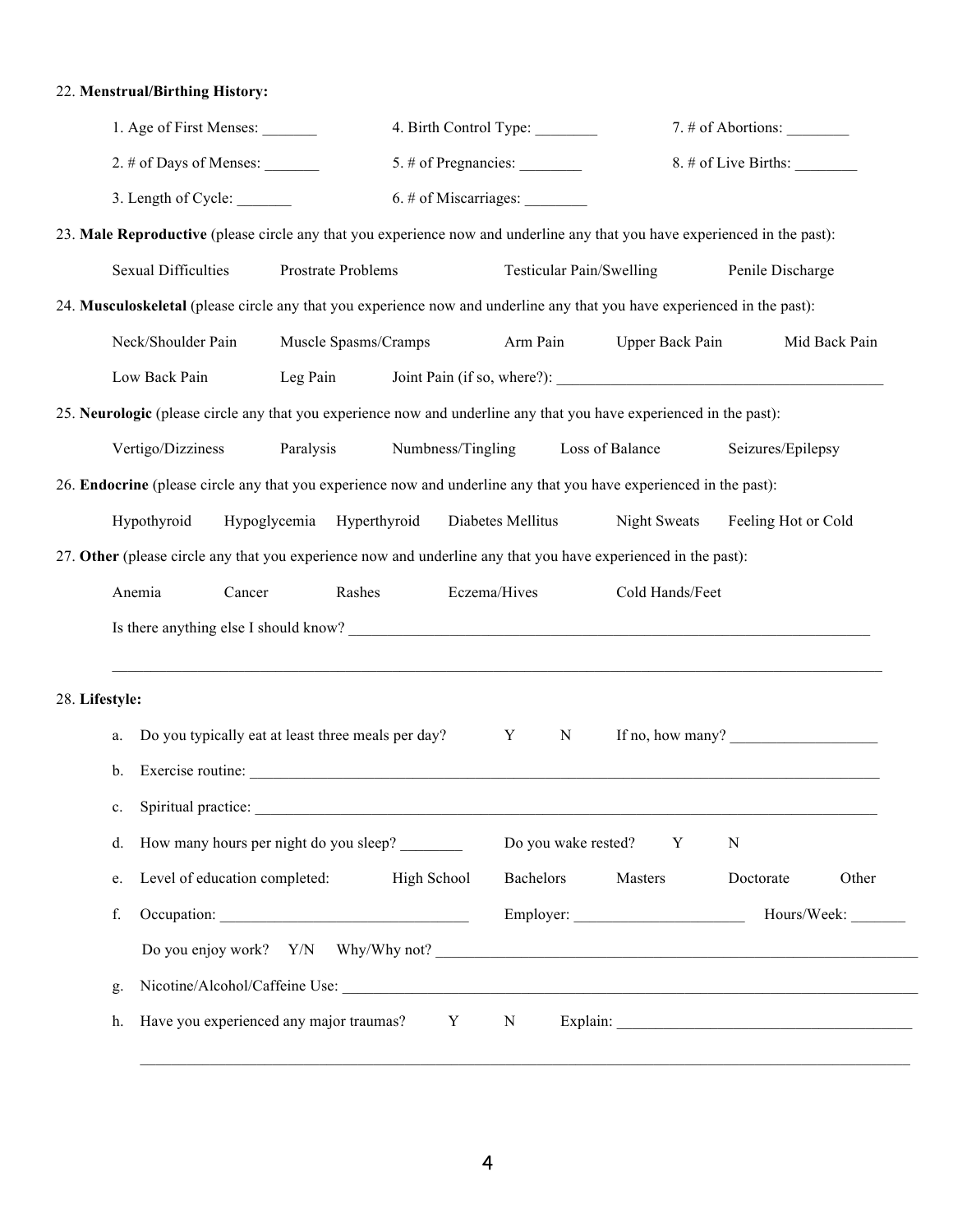22. **Menstrual/Birthing History:**

1. Age of First Menses: _______
2. # of Days of Menses: _______
3. Length of Cycle: _______
4. Birth Control Type: ________
5. # of Pregnancies: ________
6. # of Miscarriages: ________
7. # of Abortions: ________
8. # of Live Births: ________

23. **Male Reproductive** (please circle any that you experience now and underline any that you have experienced in the past):

Sexual Difficulties    Prostrate Problems    Testicular Pain/Swelling    Penile Discharge

24. **Musculoskeletal** (please circle any that you experience now and underline any that you have experienced in the past):

Neck/Shoulder Pain    Muscle Spasms/Cramps    Arm Pain    Upper Back Pain    Mid Back Pain

Low Back Pain    Leg Pain    Joint Pain (if so, where?): ____________________________________________

25. **Neurologic** (please circle any that you experience now and underline any that you have experienced in the past):

Vertigo/Dizziness    Paralysis    Numbness/Tingling    Loss of Balance    Seizures/Epilepsy

26. **Endocrine** (please circle any that you experience now and underline any that you have experienced in the past):

Hypothyroid    Hypoglycemia    Hyperthyroid    Diabetes Mellitus    Night Sweats    Feeling Hot or Cold

27. **Other** (please circle any that you experience now and underline any that you have experienced in the past):

Anemia    Cancer    Rashes    Eczema/Hives    Cold Hands/Feet

Is there anything else I should know? ______________________________________________________________________

_____________________________________________________________________________________________

28. **Lifestyle:**

a. Do you typically eat at least three meals per day?    Y    N    If no, how many? ___________________

b. Exercise routine: _____________________________________________________________________________________

c. Spiritual practice: ____________________________________________________________________________________

d. How many hours per night do you sleep? ________    Do you wake rested?    Y    N

e. Level of education completed:    High School    Bachelors    Masters    Doctorate    Other

f. Occupation: ________________________________    Employer: ______________________    Hours/Week: _______

Do you enjoy work?  Y/N    Why/Why not? __________________________________________________________________

g. Nicotine/Alcohol/Caffeine Use: _________________________________________________________________________

h. Have you experienced any major traumas?    Y    N    Explain: _______________________________________

_____________________________________________________________________________________________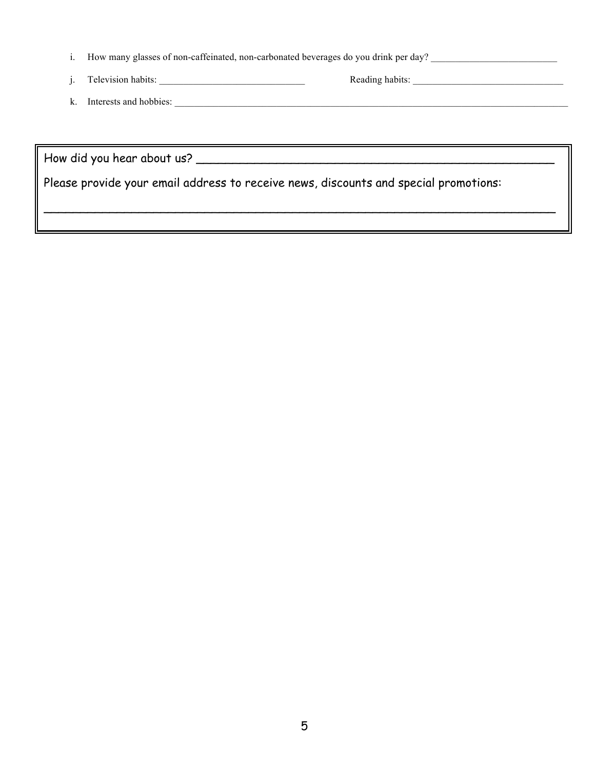i. How many glasses of non-caffeinated, non-carbonated beverages do you drink per day? ___________________________

j. Television habits: ________________________________ Reading habits: ________________________________

k. Interests and hobbies: ___________________________________________________________________________________________

How did you hear about us? ___________________________________________________

Please provide your email address to receive news, discounts and special promotions:

_______________________________________________________________________